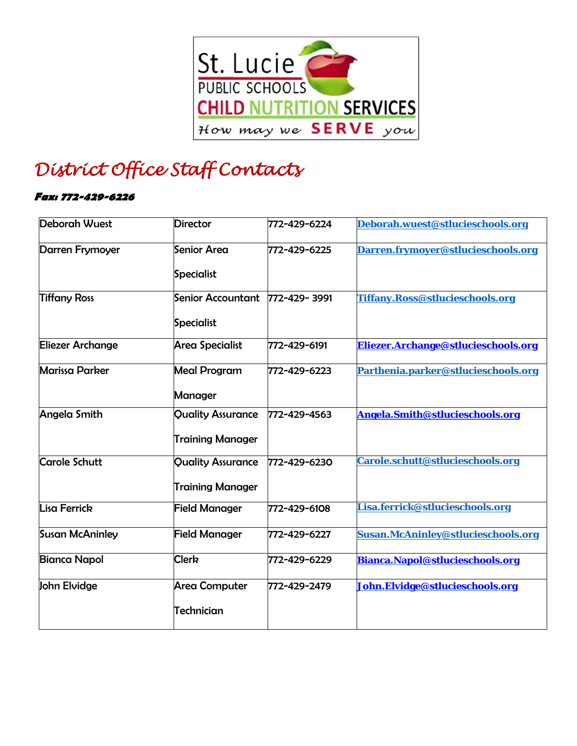St. Lucie PUBLIC SCHOOLS CHILD NUTRITION SERVICES How may we SERVE you

# *District Office Staff Contacts*

***Fax: 772-429-6226***

| | | | |
|---|---|---|---|
| Deborah Wuest | Director | 772-429-6224 | Deborah.wuest@stlucieschools.org |
| Darren Frymoyer | Senior Area Specialist | 772-429-6225 | Darren.frymoyer@stlucieschools.org |
| Tiffany Ross | Senior Accountant Specialist | 772-429- 3991 | Tiffany.Ross@stlucieschools.org |
| Eliezer Archange | Area Specialist | 772-429-6191 | Eliezer.Archange@stlucieschools.org |
| Marissa Parker | Meal Program Manager | 772-429-6223 | Parthenia.parker@stlucieschools.org |
| Angela Smith | Quality Assurance Training Manager | 772-429-4563 | Angela.Smith@stlucieschools.org |
| Carole Schutt | Quality Assurance Training Manager | 772-429-6230 | Carole.schutt@stlucieschools.org |
| Lisa Ferrick | Field Manager | 772-429-6108 | Lisa.ferrick@stlucieschools.org |
| Susan McAninley | Field Manager | 772-429-6227 | Susan.McAninley@stlucieschools.org |
| Bianca Napol | Clerk | 772-429-6229 | Bianca.Napol@stlucieschools.org |
| John Elvidge | Area Computer Technician | 772-429-2479 | John.Elvidge@stlucieschools.org |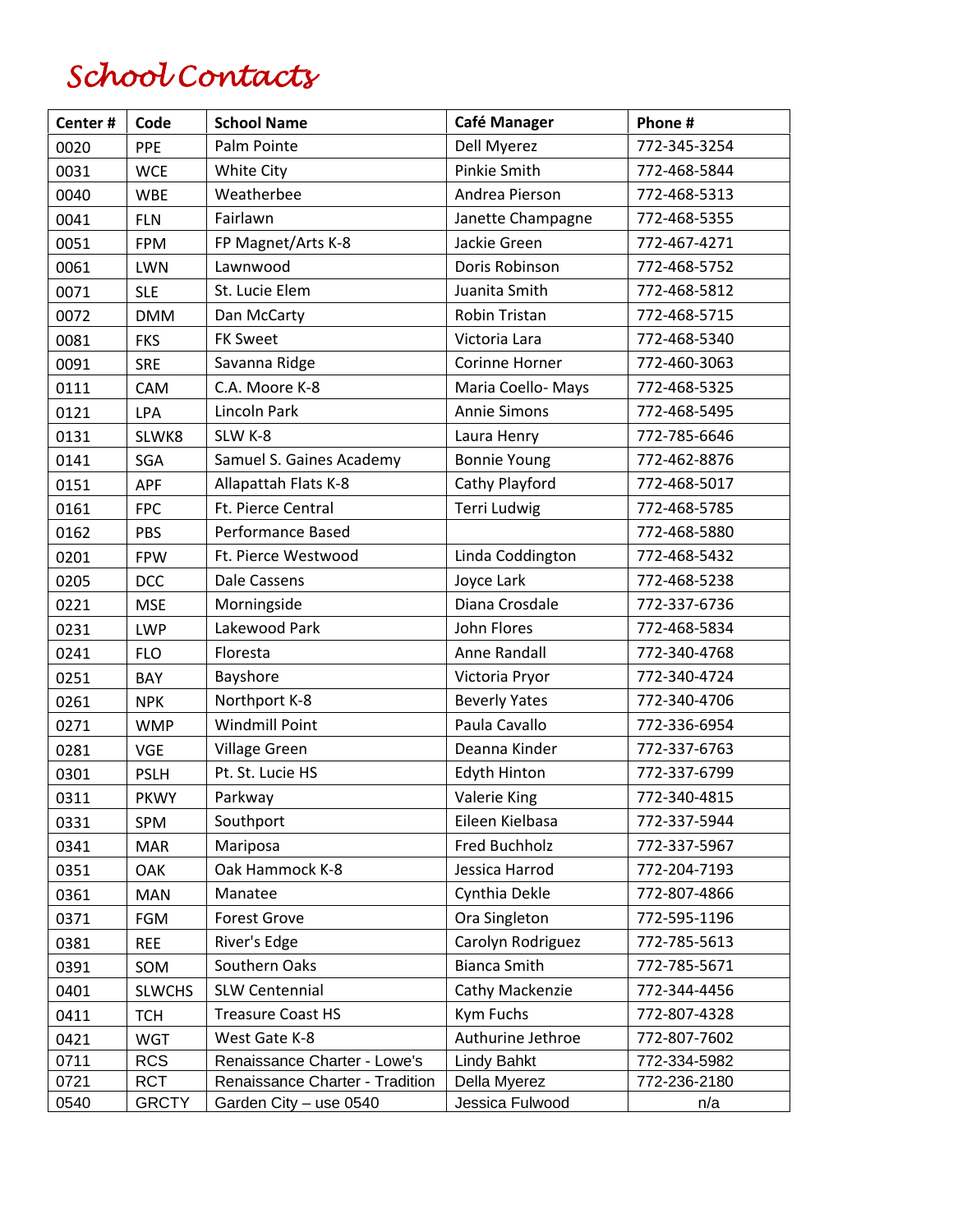# School Contacts

| Center # | Code | School Name | Café Manager | Phone # |
|---|---|---|---|---|
| 0020 | PPE | Palm Pointe | Dell Myerez | 772-345-3254 |
| 0031 | WCE | White City | Pinkie Smith | 772-468-5844 |
| 0040 | WBE | Weatherbee | Andrea Pierson | 772-468-5313 |
| 0041 | FLN | Fairlawn | Janette Champagne | 772-468-5355 |
| 0051 | FPM | FP Magnet/Arts K-8 | Jackie Green | 772-467-4271 |
| 0061 | LWN | Lawnwood | Doris Robinson | 772-468-5752 |
| 0071 | SLE | St. Lucie Elem | Juanita Smith | 772-468-5812 |
| 0072 | DMM | Dan McCarty | Robin Tristan | 772-468-5715 |
| 0081 | FKS | FK Sweet | Victoria Lara | 772-468-5340 |
| 0091 | SRE | Savanna Ridge | Corinne Horner | 772-460-3063 |
| 0111 | CAM | C.A. Moore K-8 | Maria Coello- Mays | 772-468-5325 |
| 0121 | LPA | Lincoln Park | Annie Simons | 772-468-5495 |
| 0131 | SLWK8 | SLW K-8 | Laura Henry | 772-785-6646 |
| 0141 | SGA | Samuel S. Gaines Academy | Bonnie Young | 772-462-8876 |
| 0151 | APF | Allapattah Flats K-8 | Cathy Playford | 772-468-5017 |
| 0161 | FPC | Ft. Pierce Central | Terri Ludwig | 772-468-5785 |
| 0162 | PBS | Performance Based | | 772-468-5880 |
| 0201 | FPW | Ft. Pierce Westwood | Linda Coddington | 772-468-5432 |
| 0205 | DCC | Dale Cassens | Joyce Lark | 772-468-5238 |
| 0221 | MSE | Morningside | Diana Crosdale | 772-337-6736 |
| 0231 | LWP | Lakewood Park | John Flores | 772-468-5834 |
| 0241 | FLO | Floresta | Anne Randall | 772-340-4768 |
| 0251 | BAY | Bayshore | Victoria Pryor | 772-340-4724 |
| 0261 | NPK | Northport K-8 | Beverly Yates | 772-340-4706 |
| 0271 | WMP | Windmill Point | Paula Cavallo | 772-336-6954 |
| 0281 | VGE | Village Green | Deanna Kinder | 772-337-6763 |
| 0301 | PSLH | Pt. St. Lucie HS | Edyth Hinton | 772-337-6799 |
| 0311 | PKWY | Parkway | Valerie King | 772-340-4815 |
| 0331 | SPM | Southport | Eileen Kielbasa | 772-337-5944 |
| 0341 | MAR | Mariposa | Fred Buchholz | 772-337-5967 |
| 0351 | OAK | Oak Hammock K-8 | Jessica Harrod | 772-204-7193 |
| 0361 | MAN | Manatee | Cynthia Dekle | 772-807-4866 |
| 0371 | FGM | Forest Grove | Ora Singleton | 772-595-1196 |
| 0381 | REE | River's Edge | Carolyn Rodriguez | 772-785-5613 |
| 0391 | SOM | Southern Oaks | Bianca Smith | 772-785-5671 |
| 0401 | SLWCHS | SLW Centennial | Cathy Mackenzie | 772-344-4456 |
| 0411 | TCH | Treasure Coast HS | Kym Fuchs | 772-807-4328 |
| 0421 | WGT | West Gate K-8 | Authurine Jethroe | 772-807-7602 |
| 0711 | RCS | Renaissance Charter - Lowe's | Lindy Bahkt | 772-334-5982 |
| 0721 | RCT | Renaissance Charter - Tradition | Della Myerez | 772-236-2180 |
| 0540 | GRCTY | Garden City – use 0540 | Jessica Fulwood | n/a |